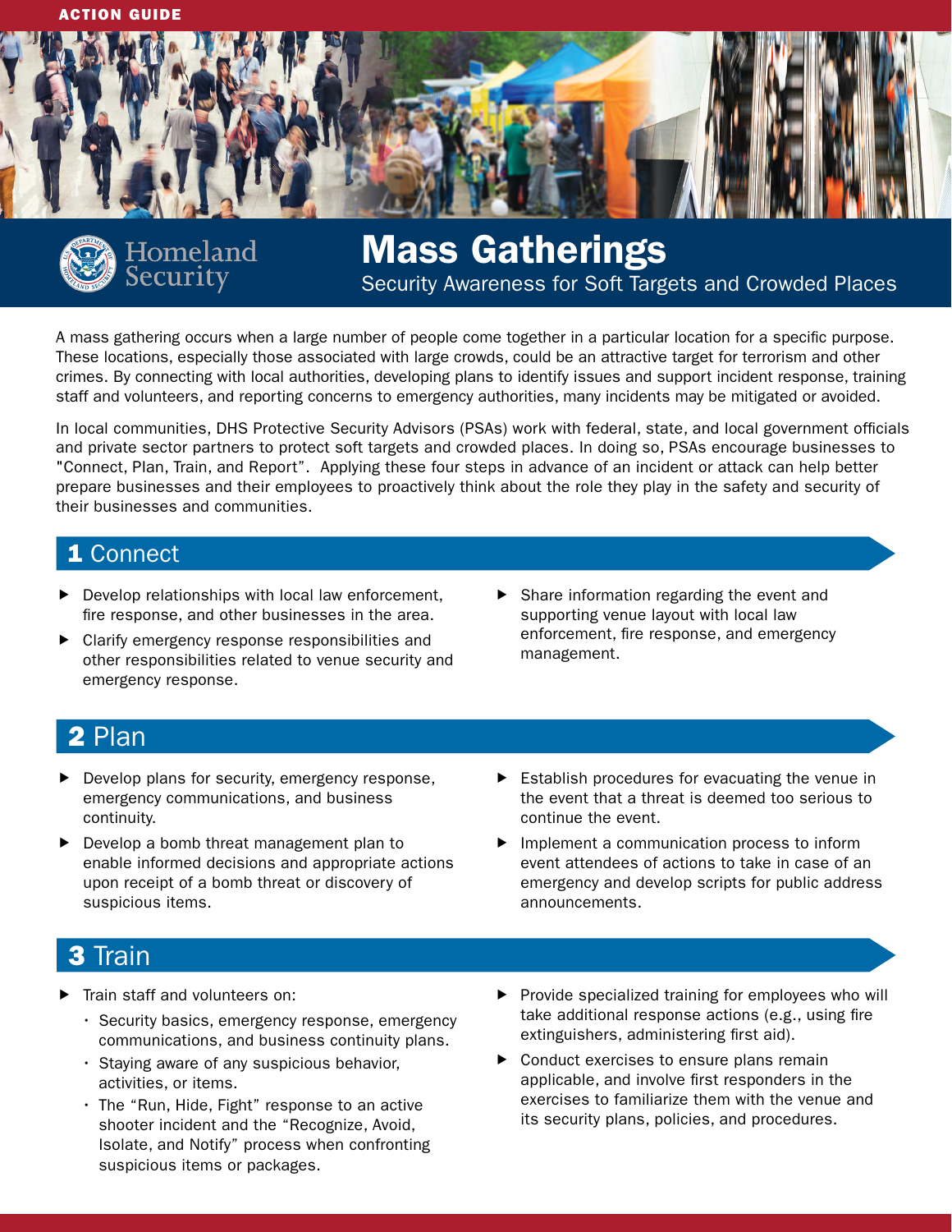ACTION GUIDE

Homeland Security

# Mass Gatherings

## Security Awareness for Soft Targets and Crowded Places

A mass gathering occurs when a large number of people come together in a particular location for a specific purpose. These locations, especially those associated with large crowds, could be an attractive target for terrorism and other crimes. By connecting with local authorities, developing plans to identify issues and support incident response, training staff and volunteers, and reporting concerns to emergency authorities, many incidents may be mitigated or avoided.

In local communities, DHS Protective Security Advisors (PSAs) work with federal, state, and local government officials and private sector partners to protect soft targets and crowded places. In doing so, PSAs encourage businesses to "Connect, Plan, Train, and Report". Applying these four steps in advance of an incident or attack can help better prepare businesses and their employees to proactively think about the role they play in the safety and security of their businesses and communities.

## 1 Connect

- Develop relationships with local law enforcement, fire response, and other businesses in the area.
- Clarify emergency response responsibilities and other responsibilities related to venue security and emergency response.
- Share information regarding the event and supporting venue layout with local law enforcement, fire response, and emergency management.

## 2 Plan

- Develop plans for security, emergency response, emergency communications, and business continuity.
- Develop a bomb threat management plan to enable informed decisions and appropriate actions upon receipt of a bomb threat or discovery of suspicious items.
- Establish procedures for evacuating the venue in the event that a threat is deemed too serious to continue the event.
- Implement a communication process to inform event attendees of actions to take in case of an emergency and develop scripts for public address announcements.

## 3 Train

- Train staff and volunteers on:
  - Security basics, emergency response, emergency communications, and business continuity plans.
  - Staying aware of any suspicious behavior, activities, or items.
  - The “Run, Hide, Fight” response to an active shooter incident and the “Recognize, Avoid, Isolate, and Notify” process when confronting suspicious items or packages.
- Provide specialized training for employees who will take additional response actions (e.g., using fire extinguishers, administering first aid).
- Conduct exercises to ensure plans remain applicable, and involve first responders in the exercises to familiarize them with the venue and its security plans, policies, and procedures.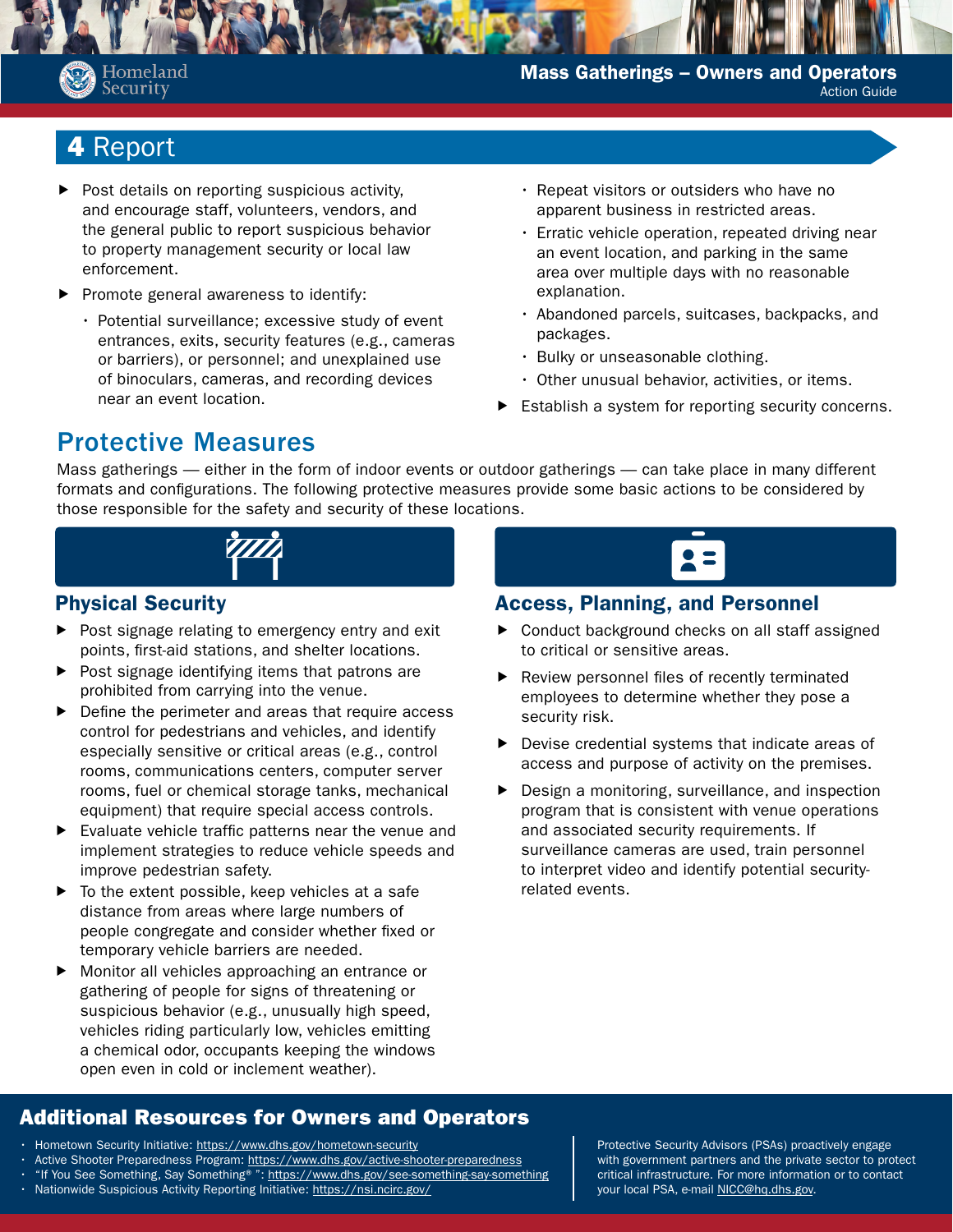## 4 Report

- Post details on reporting suspicious activity, and encourage staff, volunteers, vendors, and the general public to report suspicious behavior to property management security or local law enforcement.
- Promote general awareness to identify:
  - Potential surveillance; excessive study of event entrances, exits, security features (e.g., cameras or barriers), or personnel; and unexplained use of binoculars, cameras, and recording devices near an event location.
  - Repeat visitors or outsiders who have no apparent business in restricted areas.
  - Erratic vehicle operation, repeated driving near an event location, and parking in the same area over multiple days with no reasonable explanation.
  - Abandoned parcels, suitcases, backpacks, and packages.
  - Bulky or unseasonable clothing.
  - Other unusual behavior, activities, or items.
- Establish a system for reporting security concerns.

# Protective Measures

Mass gatherings — either in the form of indoor events or outdoor gatherings — can take place in many different formats and configurations. The following protective measures provide some basic actions to be considered by those responsible for the safety and security of these locations.

### Physical Security

- Post signage relating to emergency entry and exit points, first-aid stations, and shelter locations.
- Post signage identifying items that patrons are prohibited from carrying into the venue.
- Define the perimeter and areas that require access control for pedestrians and vehicles, and identify especially sensitive or critical areas (e.g., control rooms, communications centers, computer server rooms, fuel or chemical storage tanks, mechanical equipment) that require special access controls.
- Evaluate vehicle traffic patterns near the venue and implement strategies to reduce vehicle speeds and improve pedestrian safety.
- To the extent possible, keep vehicles at a safe distance from areas where large numbers of people congregate and consider whether fixed or temporary vehicle barriers are needed.
- Monitor all vehicles approaching an entrance or gathering of people for signs of threatening or suspicious behavior (e.g., unusually high speed, vehicles riding particularly low, vehicles emitting a chemical odor, occupants keeping the windows open even in cold or inclement weather).

### Access, Planning, and Personnel

- Conduct background checks on all staff assigned to critical or sensitive areas.
- Review personnel files of recently terminated employees to determine whether they pose a security risk.
- Devise credential systems that indicate areas of access and purpose of activity on the premises.
- Design a monitoring, surveillance, and inspection program that is consistent with venue operations and associated security requirements. If surveillance cameras are used, train personnel to interpret video and identify potential security-related events.

## Additional Resources for Owners and Operators

- Hometown Security Initiative: https://www.dhs.gov/hometown-security
- Active Shooter Preparedness Program: https://www.dhs.gov/active-shooter-preparedness
- "If You See Something, Say Something®": https://www.dhs.gov/see-something-say-something
- Nationwide Suspicious Activity Reporting Initiative: https://nsi.ncirc.gov/

Protective Security Advisors (PSAs) proactively engage with government partners and the private sector to protect critical infrastructure. For more information or to contact your local PSA, e-mail NICC@hq.dhs.gov.